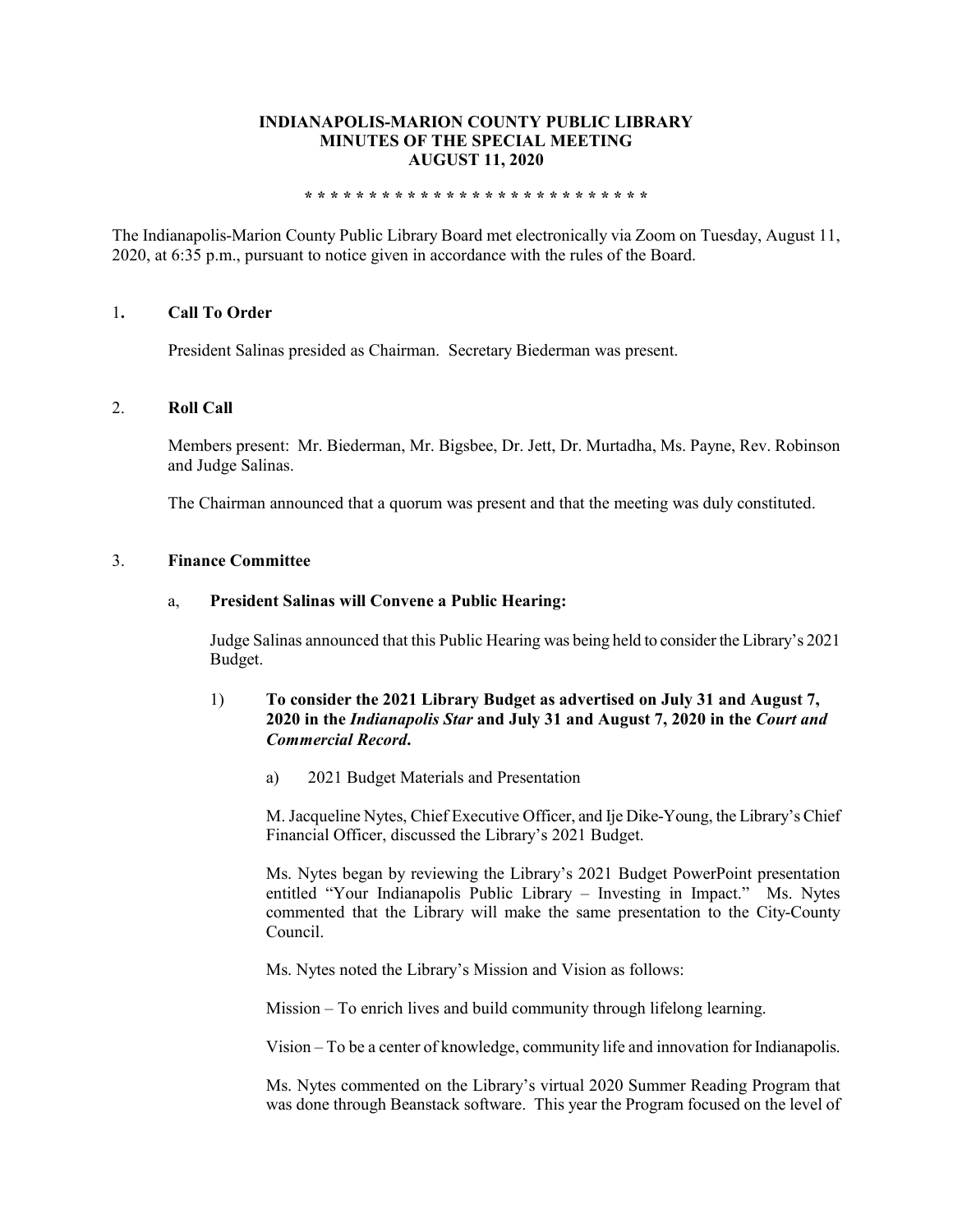**INDIANAPOLIS-MARION COUNTY PUBLIC LIBRARY**
**MINUTES OF THE SPECIAL MEETING**
**AUGUST 11, 2020**

**\* \* \* \* \* \* \* \* \* \* \* \* \* \* \* \* \* \* \* \* \* \* \* \* \* \* \***

The Indianapolis-Marion County Public Library Board met electronically via Zoom on Tuesday, August 11, 2020, at 6:35 p.m., pursuant to notice given in accordance with the rules of the Board.

1. **Call To Order**

   President Salinas presided as Chairman. Secretary Biederman was present.

2. **Roll Call**

   Members present: Mr. Biederman, Mr. Bigsbee, Dr. Jett, Dr. Murtadha, Ms. Payne, Rev. Robinson and Judge Salinas.

   The Chairman announced that a quorum was present and that the meeting was duly constituted.

3. **Finance Committee**

   a, **President Salinas will Convene a Public Hearing:**

   Judge Salinas announced that this Public Hearing was being held to consider the Library's 2021 Budget.

   1) **To consider the 2021 Library Budget as advertised on July 31 and August 7, 2020 in the *Indianapolis Star* and July 31 and August 7, 2020 in the *Court and Commercial Record*.**

      a) 2021 Budget Materials and Presentation

      M. Jacqueline Nytes, Chief Executive Officer, and Ije Dike-Young, the Library's Chief Financial Officer, discussed the Library's 2021 Budget.

      Ms. Nytes began by reviewing the Library's 2021 Budget PowerPoint presentation entitled "Your Indianapolis Public Library – Investing in Impact." Ms. Nytes commented that the Library will make the same presentation to the City-County Council.

      Ms. Nytes noted the Library's Mission and Vision as follows:

      Mission – To enrich lives and build community through lifelong learning.

      Vision – To be a center of knowledge, community life and innovation for Indianapolis.

      Ms. Nytes commented on the Library's virtual 2020 Summer Reading Program that was done through Beanstack software. This year the Program focused on the level of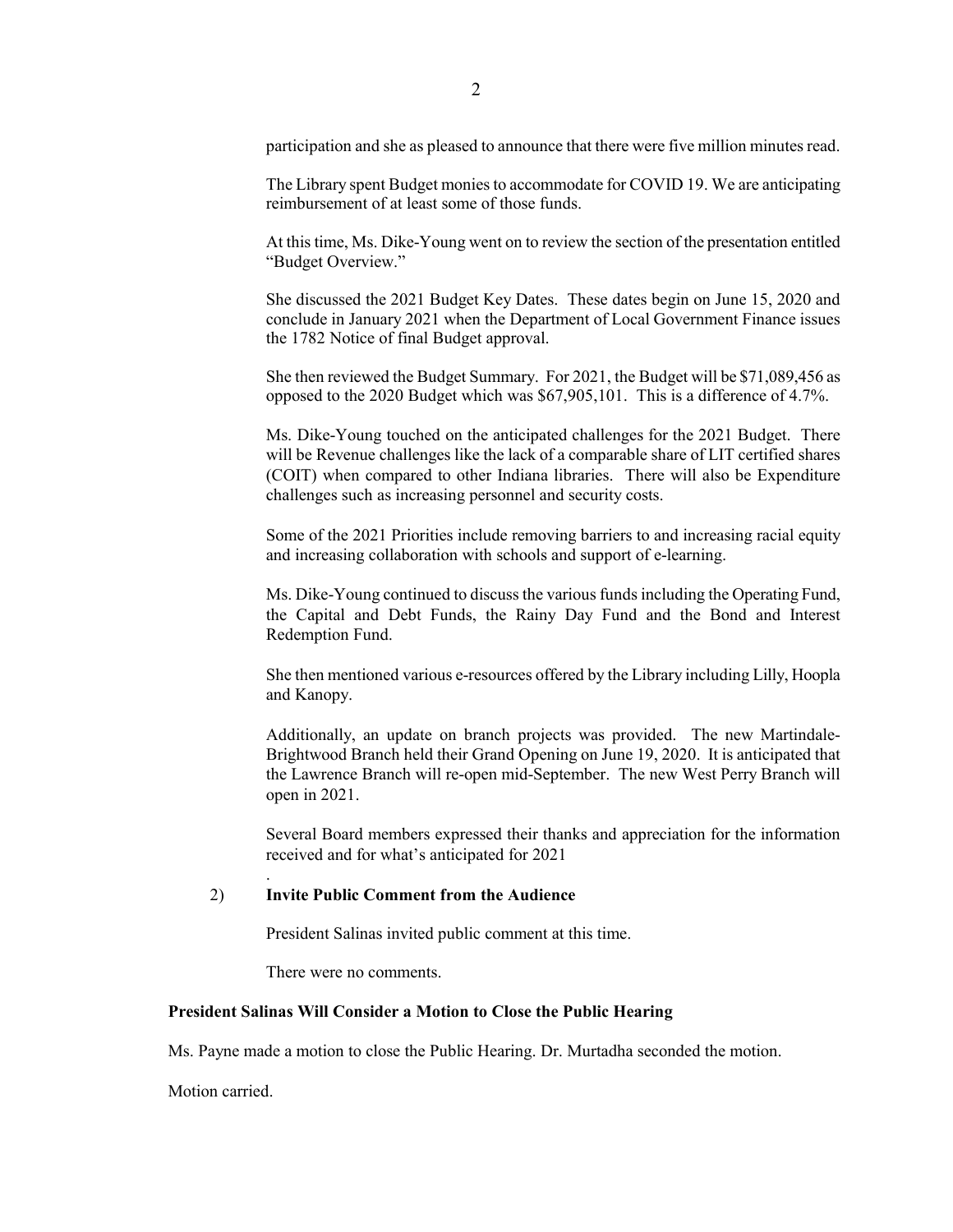participation and she as pleased to announce that there were five million minutes read.

The Library spent Budget monies to accommodate for COVID 19. We are anticipating reimbursement of at least some of those funds.

At this time, Ms. Dike-Young went on to review the section of the presentation entitled "Budget Overview."

She discussed the 2021 Budget Key Dates. These dates begin on June 15, 2020 and conclude in January 2021 when the Department of Local Government Finance issues the 1782 Notice of final Budget approval.

She then reviewed the Budget Summary. For 2021, the Budget will be $71,089,456 as opposed to the 2020 Budget which was $67,905,101. This is a difference of 4.7%.

Ms. Dike-Young touched on the anticipated challenges for the 2021 Budget. There will be Revenue challenges like the lack of a comparable share of LIT certified shares (COIT) when compared to other Indiana libraries. There will also be Expenditure challenges such as increasing personnel and security costs.

Some of the 2021 Priorities include removing barriers to and increasing racial equity and increasing collaboration with schools and support of e-learning.

Ms. Dike-Young continued to discuss the various funds including the Operating Fund, the Capital and Debt Funds, the Rainy Day Fund and the Bond and Interest Redemption Fund.

She then mentioned various e-resources offered by the Library including Lilly, Hoopla and Kanopy.

Additionally, an update on branch projects was provided. The new Martindale-Brightwood Branch held their Grand Opening on June 19, 2020. It is anticipated that the Lawrence Branch will re-open mid-September. The new West Perry Branch will open in 2021.

Several Board members expressed their thanks and appreciation for the information received and for what's anticipated for 2021

.

2) **Invite Public Comment from the Audience**

President Salinas invited public comment at this time.

There were no comments.

**President Salinas Will Consider a Motion to Close the Public Hearing**

Ms. Payne made a motion to close the Public Hearing. Dr. Murtadha seconded the motion.

Motion carried.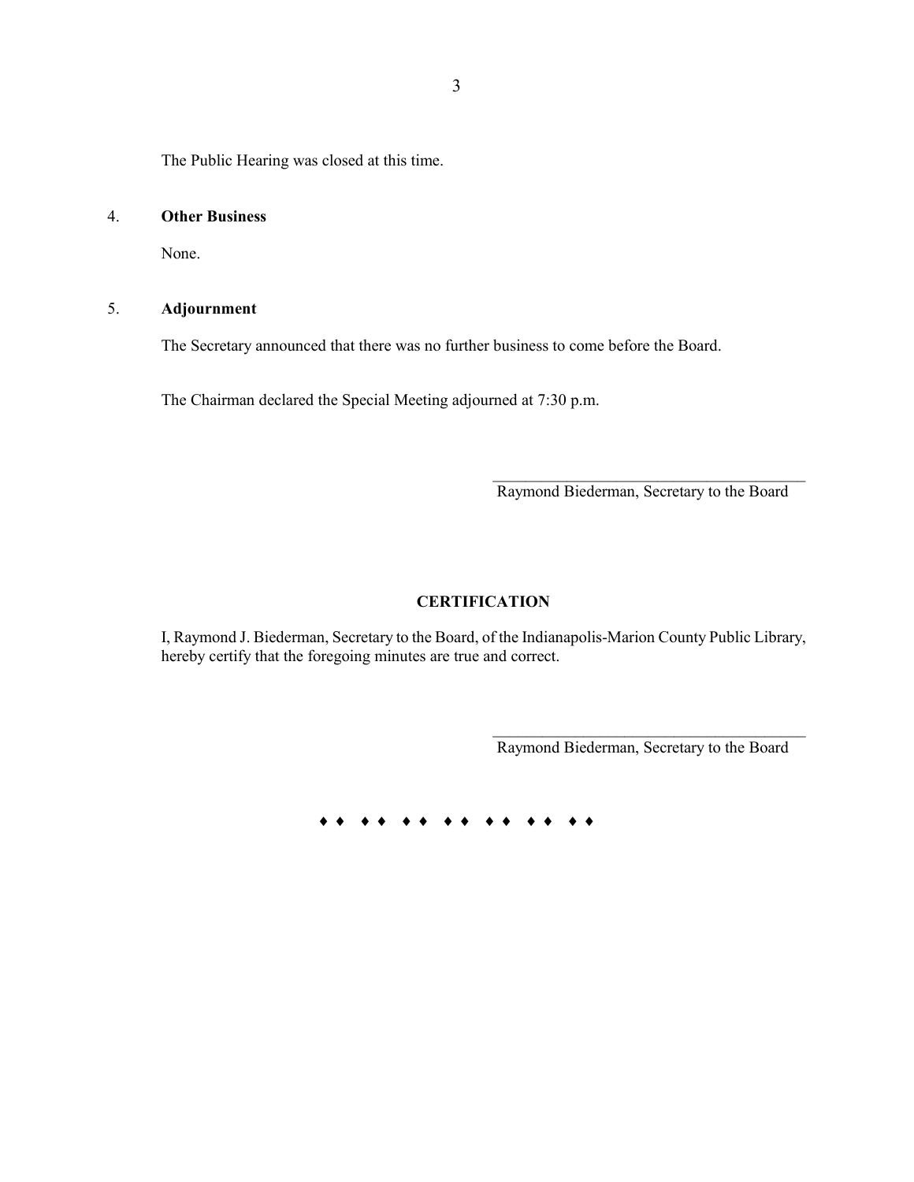The Public Hearing was closed at this time.

4. **Other Business**

   None.

5. **Adjournment**

   The Secretary announced that there was no further business to come before the Board.

   The Chairman declared the Special Meeting adjourned at 7:30 p.m.

________________________________________
Raymond Biederman, Secretary to the Board

**CERTIFICATION**

I, Raymond J. Biederman, Secretary to the Board, of the Indianapolis-Marion County Public Library, hereby certify that the foregoing minutes are true and correct.

________________________________________
Raymond Biederman, Secretary to the Board

♦ ♦ ♦ ♦ ♦ ♦ ♦ ♦ ♦ ♦ ♦ ♦ ♦ ♦